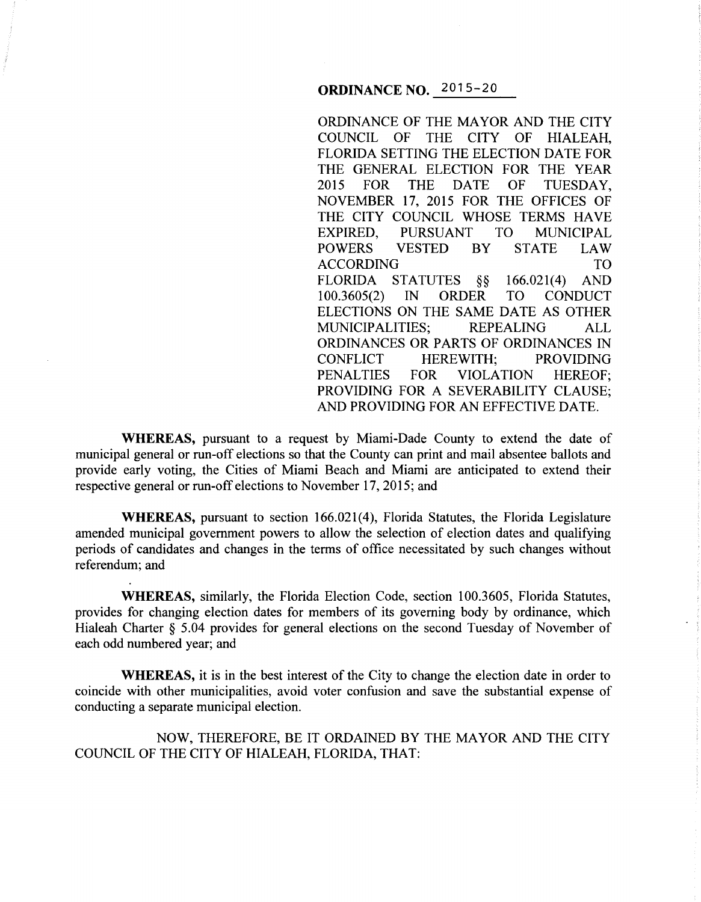# ORDINANCE NO. 2015-20

ORDINANCE OF THE MAYOR AND THE CITY COUNCIL OF THE CITY OF HIALEAH, FLORIDA SETTING THE ELECTION DATE FOR THE GENERAL ELECTION FOR THE YEAR 2015 FOR THE DATE OF TUESDAY, NOVEMBER 17, 2015 FOR THE OFFICES OF THE CITY COUNCIL WHOSE TERMS HAVE EXPIRED, PURSUANT TO MUNICIPAL POWERS VESTED BY STATE LAW ACCORDING TO FLORIDA STATUTES §§ 166.021(4) AND 100.3605(2) IN ORDER TO CONDUCT ELECTIONS ON THE SAME DATE AS OTHER MUNICIPALITIES; REPEALING ALL ORDINANCES OR PARTS OF ORDINANCES IN CONFLICT HEREWITH; PROVIDING PENALTIES FOR VIOLATION HEREOF; PROVIDING FOR A SEVERABILITY CLAUSE; AND PROVIDING FOR AN EFFECTIVE DATE.

**WHEREAS,** pursuant to a request by Miami-Dade County to extend the date of municipal general or run-off elections so that the County can print and mail absentee ballots and provide early voting, the Cities of Miami Beach and Miami are anticipated to extend their respective general or run-off elections to November 17, 2015; and

**WHEREAS,** pursuant to section 166.021(4), Florida Statutes, the Florida Legislature amended municipal government powers to allow the selection of election dates and qualifying periods of candidates and changes in the terms of office necessitated by such changes without referendum; and

**WHEREAS,** similarly, the Florida Election Code, section 100.3605, Florida Statutes, provides for changing election dates for members of its governing body by ordinance, which Hialeah Charter § 5.04 provides for general elections on the second Tuesday of November of each odd numbered year; and

**WHEREAS,** it is in the best interest of the City to change the election date in order to coincide with other municipalities, avoid voter confusion and save the substantial expense of conducting a separate municipal election.

NOW, THEREFORE, BE IT ORDAINED BY THE MAYOR AND THE CITY COUNCIL OF THE CITY OF HIALEAH, FLORIDA, THAT: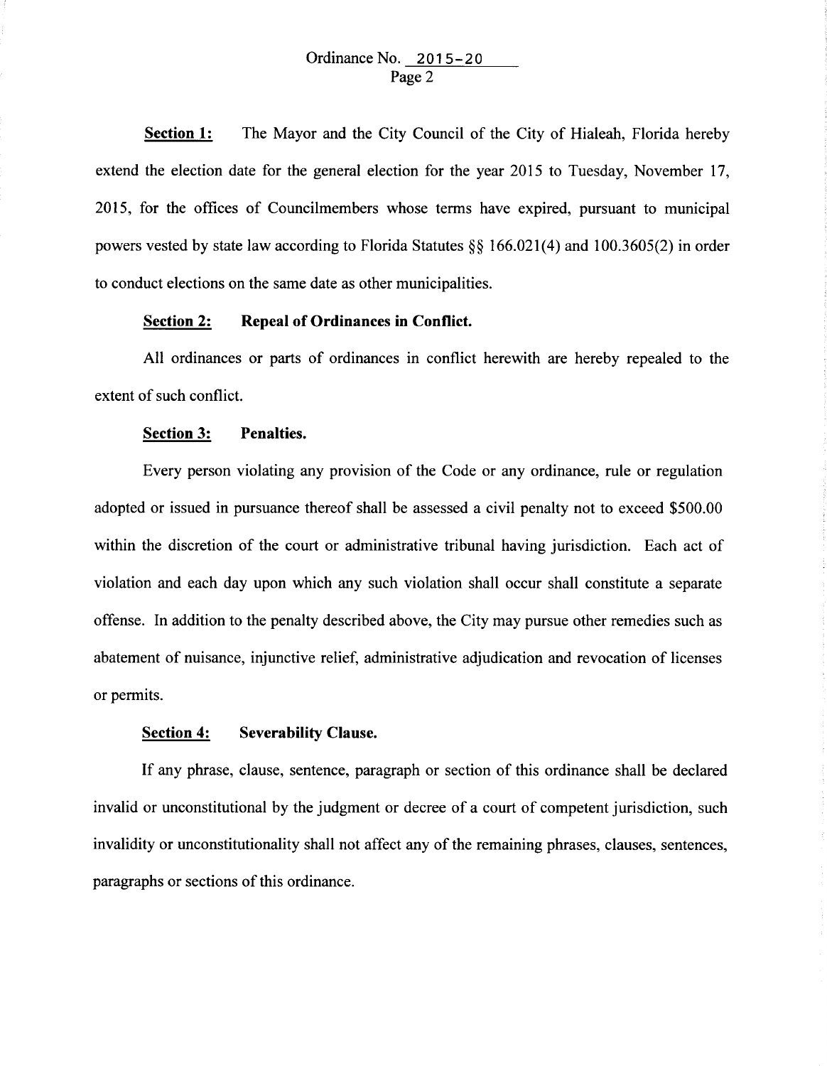**Section 1:** The Mayor and the City Council of the City of Hialeah, Florida hereby extend the election date for the general election for the year 2015 to Tuesday, November 17, 2015, for the offices of Councilmembers whose terms have expired, pursuant to municipal powers vested by state law according to Florida Statutes §§ 166.021(4) and 100.3605(2) in order to conduct elections on the same date as other municipalities.

**Section 2: Repeal of Ordinances in Conflict.**

All ordinances or parts of ordinances in conflict herewith are hereby repealed to the extent of such conflict.

**Section 3: Penalties.**

Every person violating any provision of the Code or any ordinance, rule or regulation adopted or issued in pursuance thereof shall be assessed a civil penalty not to exceed $500.00 within the discretion of the court or administrative tribunal having jurisdiction. Each act of violation and each day upon which any such violation shall occur shall constitute a separate offense. In addition to the penalty described above, the City may pursue other remedies such as abatement of nuisance, injunctive relief, administrative adjudication and revocation of licenses or permits.

**Section 4: Severability Clause.**

If any phrase, clause, sentence, paragraph or section of this ordinance shall be declared invalid or unconstitutional by the judgment or decree of a court of competent jurisdiction, such invalidity or unconstitutionality shall not affect any of the remaining phrases, clauses, sentences, paragraphs or sections of this ordinance.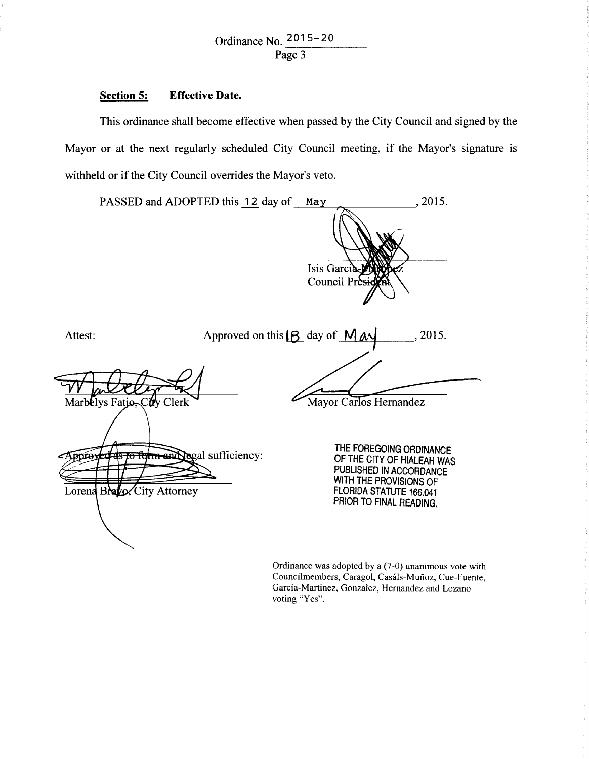Ordinance No. 2015-20
Page 3

**Section 5: Effective Date.**

This ordinance shall become effective when passed by the City Council and signed by the Mayor or at the next regularly scheduled City Council meeting, if the Mayor's signature is withheld or if the City Council overrides the Mayor's veto.

PASSED and ADOPTED this 12 day of May, 2015.

Isis Garcia-Martinez
Council President

Attest:

Approved on this 18 day of May, 2015.

Marbelys Fatjo, City Clerk

Mayor Carlos Hernandez

Approved as to form and legal sufficiency:

Lorena Bravo, City Attorney

THE FOREGOING ORDINANCE OF THE CITY OF HIALEAH WAS PUBLISHED IN ACCORDANCE WITH THE PROVISIONS OF FLORIDA STATUTE 166.041 PRIOR TO FINAL READING.

Ordinance was adopted by a (7-0) unanimous vote with Councilmembers, Caragol, Casáls-Muñoz, Cue-Fuente, Garcia-Martinez, Gonzalez, Hernandez and Lozano voting "Yes".